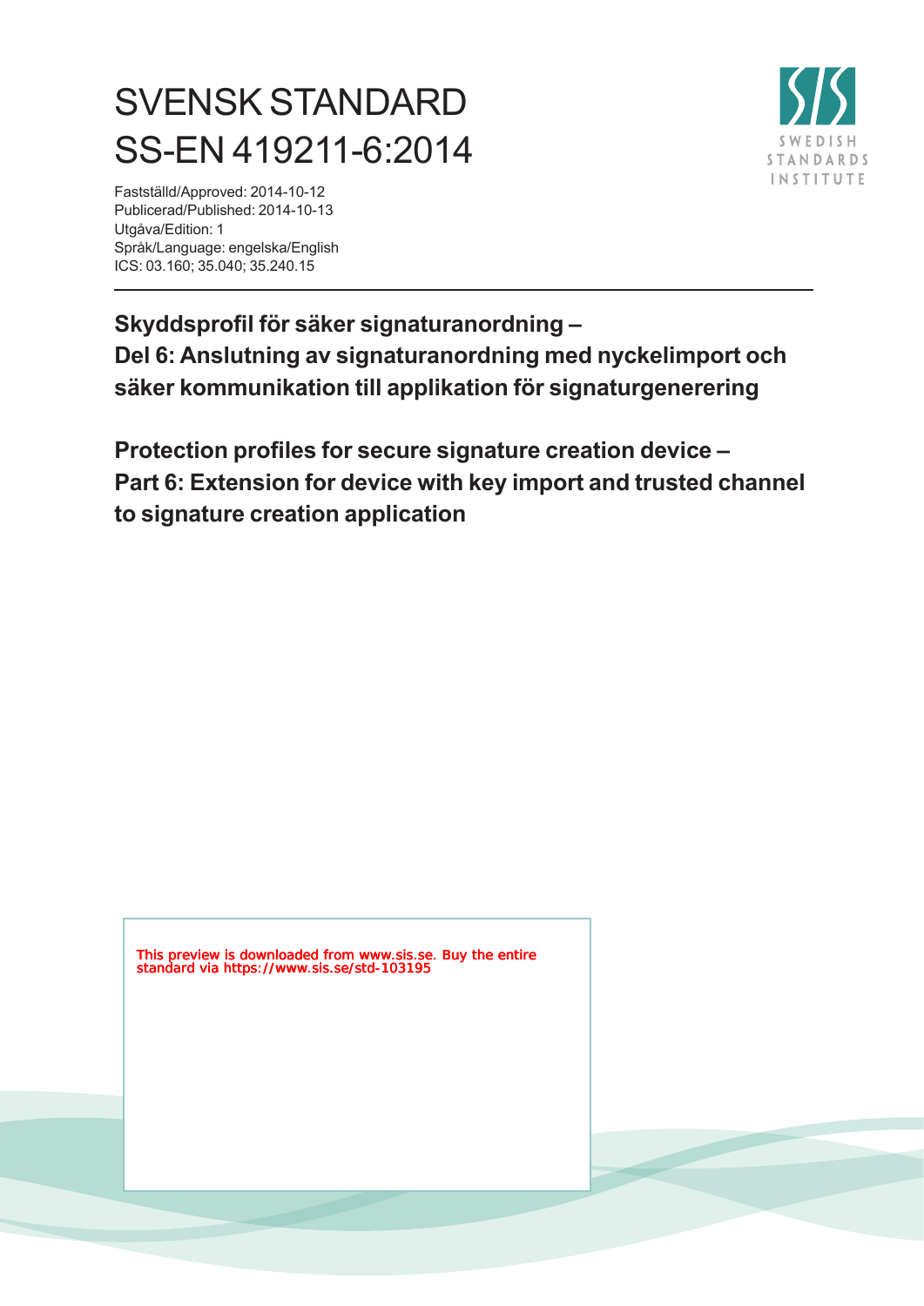# SVENSK STANDARD
# SS-EN 419211-6:2014

Fastställd/Approved: 2014-10-12
Publicerad/Published: 2014-10-13
Utgåva/Edition: 1
Språk/Language: engelska/English
ICS: 03.160; 35.040; 35.240.15

SWEDISH STANDARDS INSTITUTE

**Skyddsprofil för säker signaturanordning –**
**Del 6: Anslutning av signaturanordning med nyckelimport och säker kommunikation till applikation för signaturgenerering**

**Protection profiles for secure signature creation device –**
**Part 6: Extension for device with key import and trusted channel to signature creation application**

This preview is downloaded from www.sis.se. Buy the entire standard via https://www.sis.se/std-103195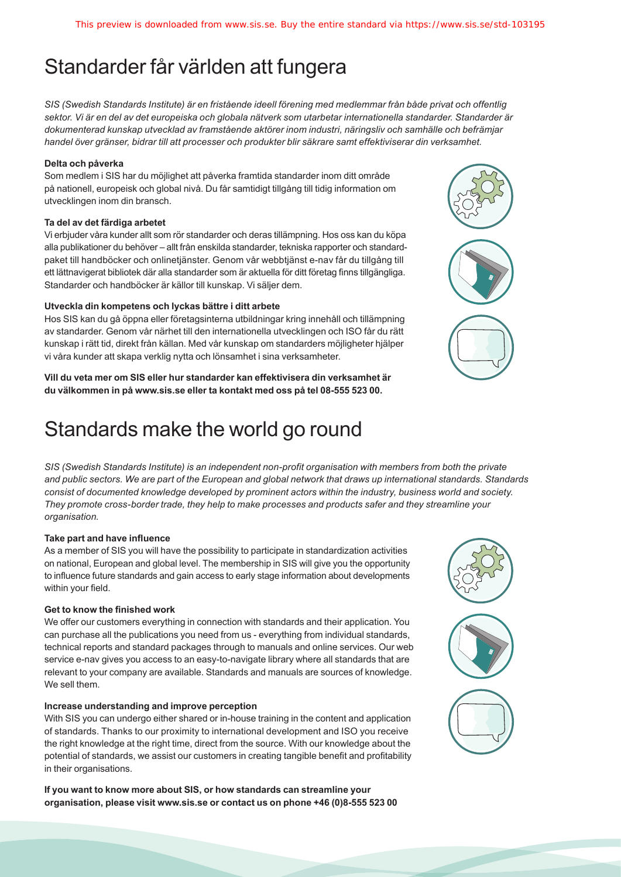# Standarder får världen att fungera

*SIS (Swedish Standards Institute) är en fristående ideell förening med medlemmar från både privat och offentlig sektor. Vi är en del av det europeiska och globala nätverk som utarbetar internationella standarder. Standarder är dokumenterad kunskap utvecklad av framstående aktörer inom industri, näringsliv och samhälle och befrämjar handel över gränser, bidrar till att processer och produkter blir säkrare samt effektiviserar din verksamhet.*

**Delta och påverka**

Som medlem i SIS har du möjlighet att påverka framtida standarder inom ditt område på nationell, europeisk och global nivå. Du får samtidigt tillgång till tidig information om utvecklingen inom din bransch.

**Ta del av det färdiga arbetet**

Vi erbjuder våra kunder allt som rör standarder och deras tillämpning. Hos oss kan du köpa alla publikationer du behöver – allt från enskilda standarder, tekniska rapporter och standardpaket till handböcker och onlinetjänster. Genom vår webbtjänst e-nav får du tillgång till ett lättnavigerat bibliotek där alla standarder som är aktuella för ditt företag finns tillgängliga. Standarder och handböcker är källor till kunskap. Vi säljer dem.

**Utveckla din kompetens och lyckas bättre i ditt arbete**

Hos SIS kan du gå öppna eller företagsinterna utbildningar kring innehåll och tillämpning av standarder. Genom vår närhet till den internationella utvecklingen och ISO får du rätt kunskap i rätt tid, direkt från källan. Med vår kunskap om standarders möjligheter hjälper vi våra kunder att skapa verklig nytta och lönsamhet i sina verksamheter.

**Vill du veta mer om SIS eller hur standarder kan effektivisera din verksamhet är du välkommen in på www.sis.se eller ta kontakt med oss på tel 08-555 523 00.**

# Standards make the world go round

*SIS (Swedish Standards Institute) is an independent non-profit organisation with members from both the private and public sectors. We are part of the European and global network that draws up international standards. Standards consist of documented knowledge developed by prominent actors within the industry, business world and society. They promote cross-border trade, they help to make processes and products safer and they streamline your organisation.*

**Take part and have influence**

As a member of SIS you will have the possibility to participate in standardization activities on national, European and global level. The membership in SIS will give you the opportunity to influence future standards and gain access to early stage information about developments within your field.

**Get to know the finished work**

We offer our customers everything in connection with standards and their application. You can purchase all the publications you need from us - everything from individual standards, technical reports and standard packages through to manuals and online services. Our web service e-nav gives you access to an easy-to-navigate library where all standards that are relevant to your company are available. Standards and manuals are sources of knowledge. We sell them.

**Increase understanding and improve perception**

With SIS you can undergo either shared or in-house training in the content and application of standards. Thanks to our proximity to international development and ISO you receive the right knowledge at the right time, direct from the source. With our knowledge about the potential of standards, we assist our customers in creating tangible benefit and profitability in their organisations.

**If you want to know more about SIS, or how standards can streamline your organisation, please visit www.sis.se or contact us on phone +46 (0)8-555 523 00**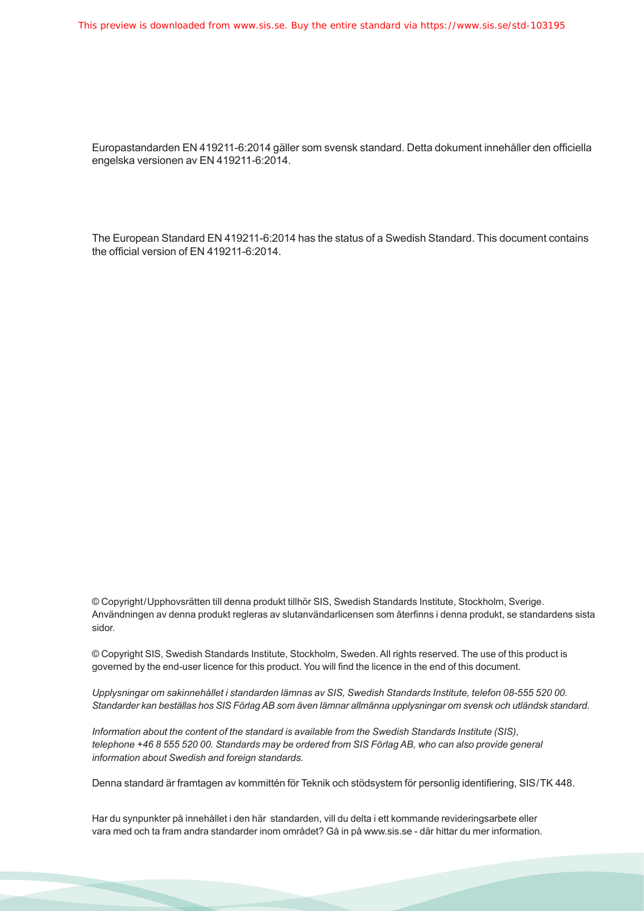Europastandarden EN 419211-6:2014 gäller som svensk standard. Detta dokument innehåller den officiella engelska versionen av EN 419211-6:2014.

The European Standard EN 419211-6:2014 has the status of a Swedish Standard. This document contains the official version of EN 419211-6:2014.

© Copyright/Upphovsrätten till denna produkt tillhör SIS, Swedish Standards Institute, Stockholm, Sverige. Användningen av denna produkt regleras av slutanvändarlicensen som återfinns i denna produkt, se standardens sista sidor.

© Copyright SIS, Swedish Standards Institute, Stockholm, Sweden. All rights reserved. The use of this product is governed by the end-user licence for this product. You will find the licence in the end of this document.

*Upplysningar om sakinnehållet i standarden lämnas av SIS, Swedish Standards Institute, telefon 08-555 520 00. Standarder kan beställas hos SIS Förlag AB som även lämnar allmänna upplysningar om svensk och utländsk standard.*

*Information about the content of the standard is available from the Swedish Standards Institute (SIS), telephone +46 8 555 520 00. Standards may be ordered from SIS Förlag AB, who can also provide general information about Swedish and foreign standards.*

Denna standard är framtagen av kommittén för Teknik och stödsystem för personlig identifiering, SIS/TK 448.

Har du synpunkter på innehållet i den här standarden, vill du delta i ett kommande revideringsarbete eller vara med och ta fram andra standarder inom området? Gå in på www.sis.se - där hittar du mer information.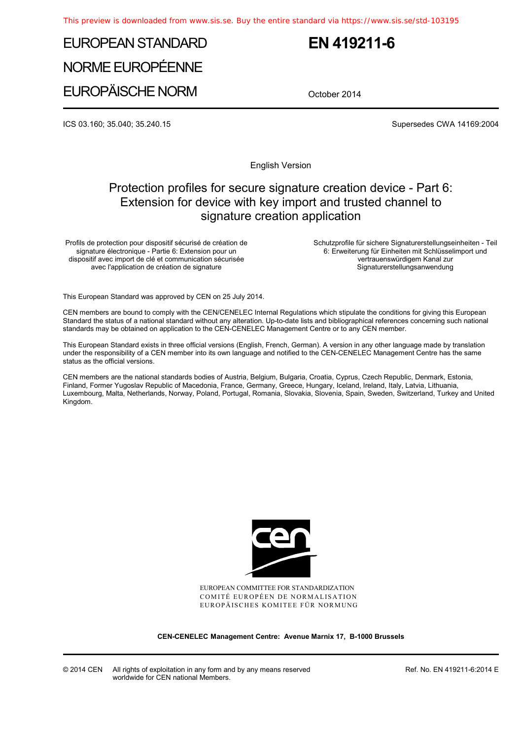This preview is downloaded from www.sis.se. Buy the entire standard via https://www.sis.se/std-103195

# EUROPEAN STANDARD
# NORME EUROPÉENNE
# EUROPÄISCHE NORM

# EN 419211-6

October 2014

ICS 03.160; 35.040; 35.240.15

Supersedes CWA 14169:2004

English Version

## Protection profiles for secure signature creation device - Part 6: Extension for device with key import and trusted channel to signature creation application

Profils de protection pour dispositif sécurisé de création de signature électronique - Partie 6: Extension pour un dispositif avec import de clé et communication sécurisée avec l'application de création de signature

Schutzprofile für sichere Signaturerstellungseinheiten - Teil 6: Erweiterung für Einheiten mit Schlüsselimport und vertrauenswürdigem Kanal zur Signaturerstellungsanwendung

This European Standard was approved by CEN on 25 July 2014.

CEN members are bound to comply with the CEN/CENELEC Internal Regulations which stipulate the conditions for giving this European Standard the status of a national standard without any alteration. Up-to-date lists and bibliographical references concerning such national standards may be obtained on application to the CEN-CENELEC Management Centre or to any CEN member.

This European Standard exists in three official versions (English, French, German). A version in any other language made by translation under the responsibility of a CEN member into its own language and notified to the CEN-CENELEC Management Centre has the same status as the official versions.

CEN members are the national standards bodies of Austria, Belgium, Bulgaria, Croatia, Cyprus, Czech Republic, Denmark, Estonia, Finland, Former Yugoslav Republic of Macedonia, France, Germany, Greece, Hungary, Iceland, Ireland, Italy, Latvia, Lithuania, Luxembourg, Malta, Netherlands, Norway, Poland, Portugal, Romania, Slovakia, Slovenia, Spain, Sweden, Switzerland, Turkey and United Kingdom.

EUROPEAN COMMITTEE FOR STANDARDIZATION
COMITÉ EUROPÉEN DE NORMALISATION
EUROPÄISCHES KOMITEE FÜR NORMUNG

**CEN-CENELEC Management Centre: Avenue Marnix 17, B-1000 Brussels**

© 2014 CEN All rights of exploitation in any form and by any means reserved worldwide for CEN national Members.

Ref. No. EN 419211-6:2014 E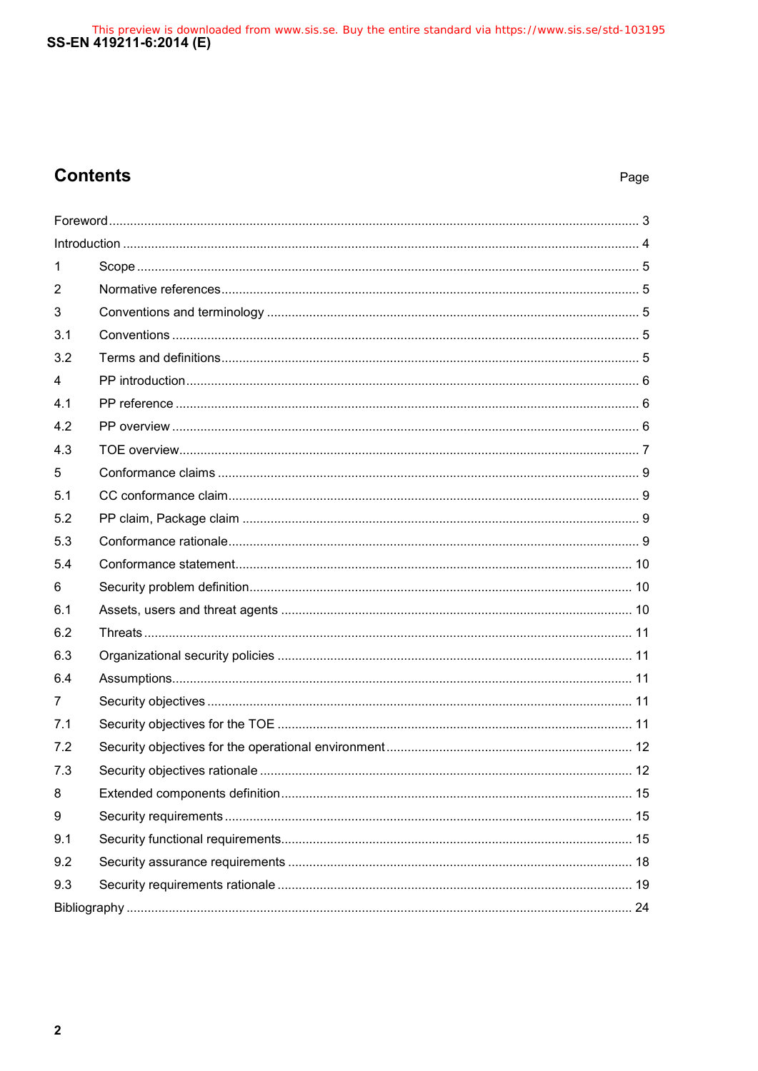## Contents

| | | Page |
|---|---|---|
| Foreword | | 3 |
| Introduction | | 4 |
| 1 | Scope | 5 |
| 2 | Normative references | 5 |
| 3 | Conventions and terminology | 5 |
| 3.1 | Conventions | 5 |
| 3.2 | Terms and definitions | 5 |
| 4 | PP introduction | 6 |
| 4.1 | PP reference | 6 |
| 4.2 | PP overview | 6 |
| 4.3 | TOE overview | 7 |
| 5 | Conformance claims | 9 |
| 5.1 | CC conformance claim | 9 |
| 5.2 | PP claim, Package claim | 9 |
| 5.3 | Conformance rationale | 9 |
| 5.4 | Conformance statement | 10 |
| 6 | Security problem definition | 10 |
| 6.1 | Assets, users and threat agents | 10 |
| 6.2 | Threats | 11 |
| 6.3 | Organizational security policies | 11 |
| 6.4 | Assumptions | 11 |
| 7 | Security objectives | 11 |
| 7.1 | Security objectives for the TOE | 11 |
| 7.2 | Security objectives for the operational environment | 12 |
| 7.3 | Security objectives rationale | 12 |
| 8 | Extended components definition | 15 |
| 9 | Security requirements | 15 |
| 9.1 | Security functional requirements | 15 |
| 9.2 | Security assurance requirements | 18 |
| 9.3 | Security requirements rationale | 19 |
| Bibliography | | 24 |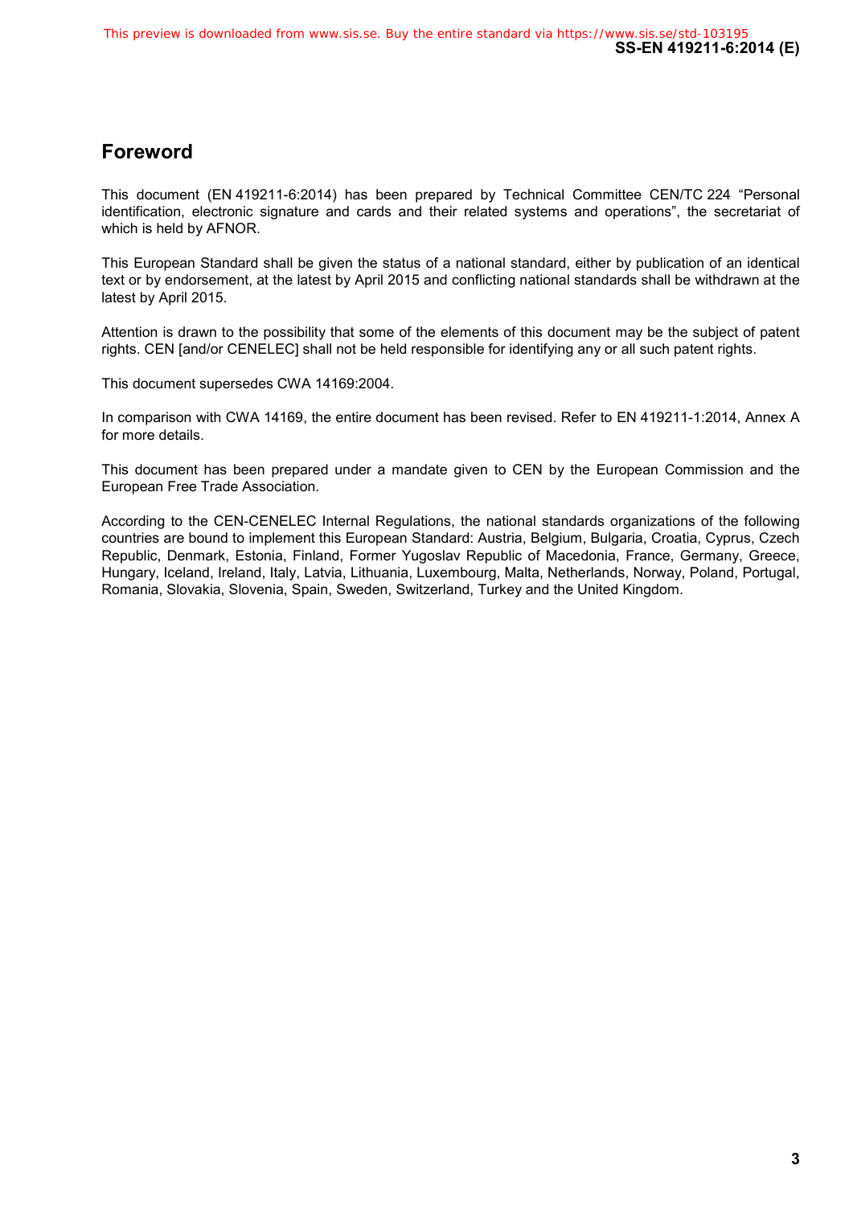## Foreword

This document (EN 419211-6:2014) has been prepared by Technical Committee CEN/TC 224 “Personal identification, electronic signature and cards and their related systems and operations”, the secretariat of which is held by AFNOR.

This European Standard shall be given the status of a national standard, either by publication of an identical text or by endorsement, at the latest by April 2015 and conflicting national standards shall be withdrawn at the latest by April 2015.

Attention is drawn to the possibility that some of the elements of this document may be the subject of patent rights. CEN [and/or CENELEC] shall not be held responsible for identifying any or all such patent rights.

This document supersedes CWA 14169:2004.

In comparison with CWA 14169, the entire document has been revised. Refer to EN 419211-1:2014, Annex A for more details.

This document has been prepared under a mandate given to CEN by the European Commission and the European Free Trade Association.

According to the CEN-CENELEC Internal Regulations, the national standards organizations of the following countries are bound to implement this European Standard: Austria, Belgium, Bulgaria, Croatia, Cyprus, Czech Republic, Denmark, Estonia, Finland, Former Yugoslav Republic of Macedonia, France, Germany, Greece, Hungary, Iceland, Ireland, Italy, Latvia, Lithuania, Luxembourg, Malta, Netherlands, Norway, Poland, Portugal, Romania, Slovakia, Slovenia, Spain, Sweden, Switzerland, Turkey and the United Kingdom.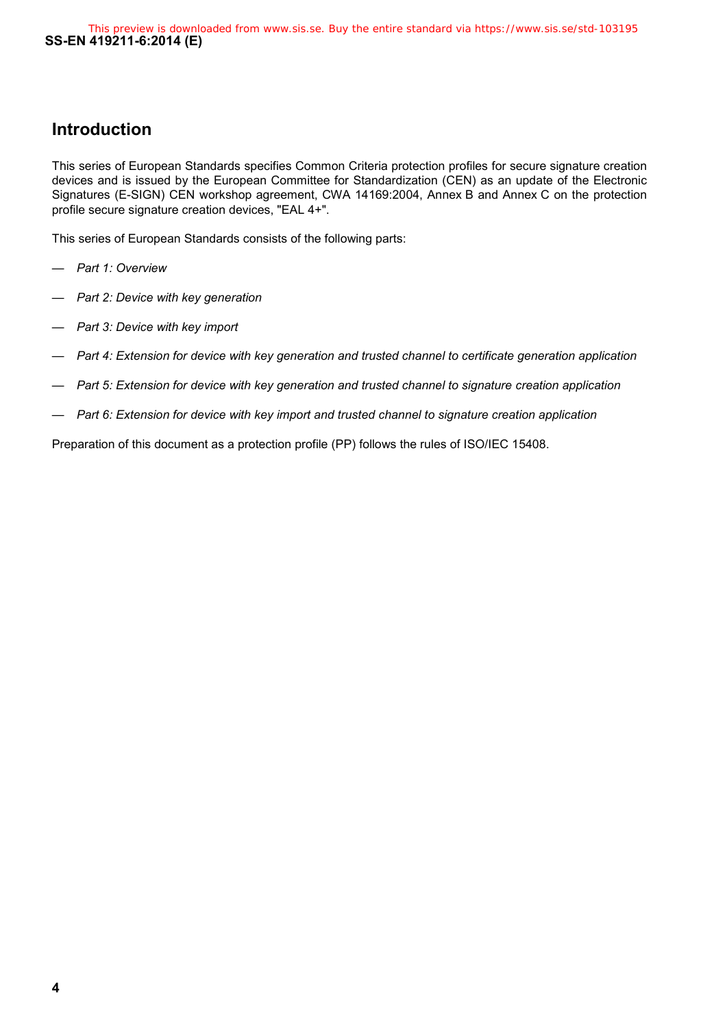# Introduction

This series of European Standards specifies Common Criteria protection profiles for secure signature creation devices and is issued by the European Committee for Standardization (CEN) as an update of the Electronic Signatures (E-SIGN) CEN workshop agreement, CWA 14169:2004, Annex B and Annex C on the protection profile secure signature creation devices, "EAL 4+".

This series of European Standards consists of the following parts:

— *Part 1: Overview*

— *Part 2: Device with key generation*

— *Part 3: Device with key import*

— *Part 4: Extension for device with key generation and trusted channel to certificate generation application*

— *Part 5: Extension for device with key generation and trusted channel to signature creation application*

— *Part 6: Extension for device with key import and trusted channel to signature creation application*

Preparation of this document as a protection profile (PP) follows the rules of ISO/IEC 15408.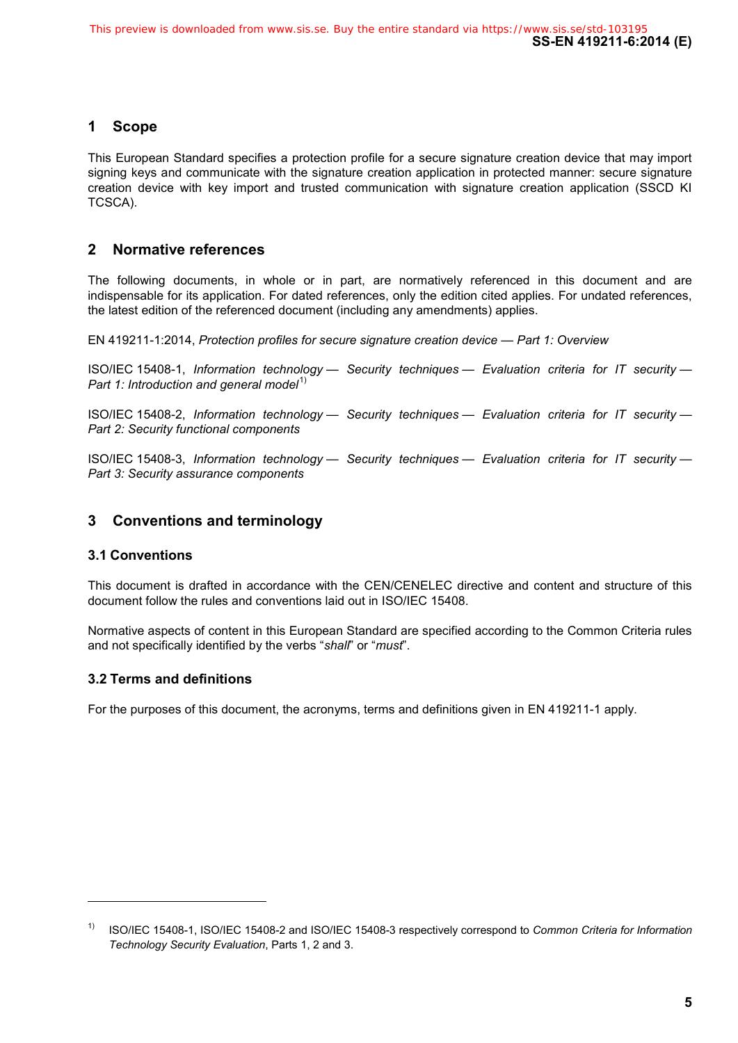## 1 Scope

This European Standard specifies a protection profile for a secure signature creation device that may import signing keys and communicate with the signature creation application in protected manner: secure signature creation device with key import and trusted communication with signature creation application (SSCD KI TCSCA).

## 2 Normative references

The following documents, in whole or in part, are normatively referenced in this document and are indispensable for its application. For dated references, only the edition cited applies. For undated references, the latest edition of the referenced document (including any amendments) applies.

EN 419211-1:2014, *Protection profiles for secure signature creation device — Part 1: Overview*

ISO/IEC 15408-1, *Information technology — Security techniques — Evaluation criteria for IT security — Part 1: Introduction and general model*[1)]

ISO/IEC 15408-2, *Information technology — Security techniques — Evaluation criteria for IT security — Part 2: Security functional components*

ISO/IEC 15408-3, *Information technology — Security techniques — Evaluation criteria for IT security — Part 3: Security assurance components*

## 3 Conventions and terminology

### 3.1 Conventions

This document is drafted in accordance with the CEN/CENELEC directive and content and structure of this document follow the rules and conventions laid out in ISO/IEC 15408.

Normative aspects of content in this European Standard are specified according to the Common Criteria rules and not specifically identified by the verbs "*shall*" or "*must*".

### 3.2 Terms and definitions

For the purposes of this document, the acronyms, terms and definitions given in EN 419211-1 apply.

---

[1)] ISO/IEC 15408-1, ISO/IEC 15408-2 and ISO/IEC 15408-3 respectively correspond to *Common Criteria for Information Technology Security Evaluation*, Parts 1, 2 and 3.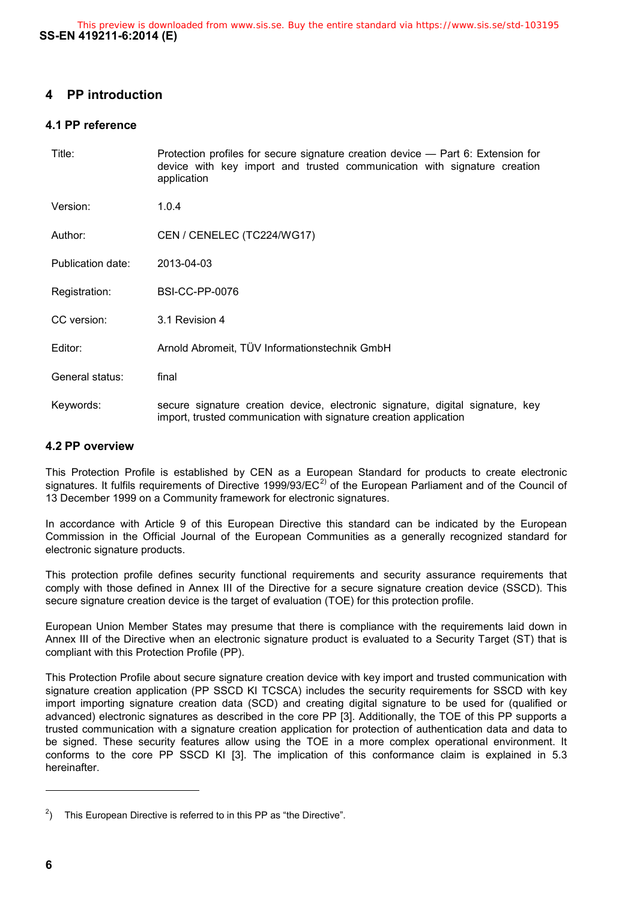## 4 PP introduction

### 4.1 PP reference

| | |
|---|---|
| Title: | Protection profiles for secure signature creation device — Part 6: Extension for device with key import and trusted communication with signature creation application |
| Version: | 1.0.4 |
| Author: | CEN / CENELEC (TC224/WG17) |
| Publication date: | 2013-04-03 |
| Registration: | BSI-CC-PP-0076 |
| CC version: | 3.1 Revision 4 |
| Editor: | Arnold Abromeit, TÜV Informationstechnik GmbH |
| General status: | final |
| Keywords: | secure signature creation device, electronic signature, digital signature, key import, trusted communication with signature creation application |

### 4.2 PP overview

This Protection Profile is established by CEN as a European Standard for products to create electronic signatures. It fulfils requirements of Directive 1999/93/EC[2)] of the European Parliament and of the Council of 13 December 1999 on a Community framework for electronic signatures.

In accordance with Article 9 of this European Directive this standard can be indicated by the European Commission in the Official Journal of the European Communities as a generally recognized standard for electronic signature products.

This protection profile defines security functional requirements and security assurance requirements that comply with those defined in Annex III of the Directive for a secure signature creation device (SSCD). This secure signature creation device is the target of evaluation (TOE) for this protection profile.

European Union Member States may presume that there is compliance with the requirements laid down in Annex III of the Directive when an electronic signature product is evaluated to a Security Target (ST) that is compliant with this Protection Profile (PP).

This Protection Profile about secure signature creation device with key import and trusted communication with signature creation application (PP SSCD KI TCSCA) includes the security requirements for SSCD with key import importing signature creation data (SCD) and creating digital signature to be used for (qualified or advanced) electronic signatures as described in the core PP [3]. Additionally, the TOE of this PP supports a trusted communication with a signature creation application for protection of authentication data and data to be signed. These security features allow using the TOE in a more complex operational environment. It conforms to the core PP SSCD KI [3]. The implication of this conformance claim is explained in 5.3 hereinafter.

---

2) This European Directive is referred to in this PP as "the Directive".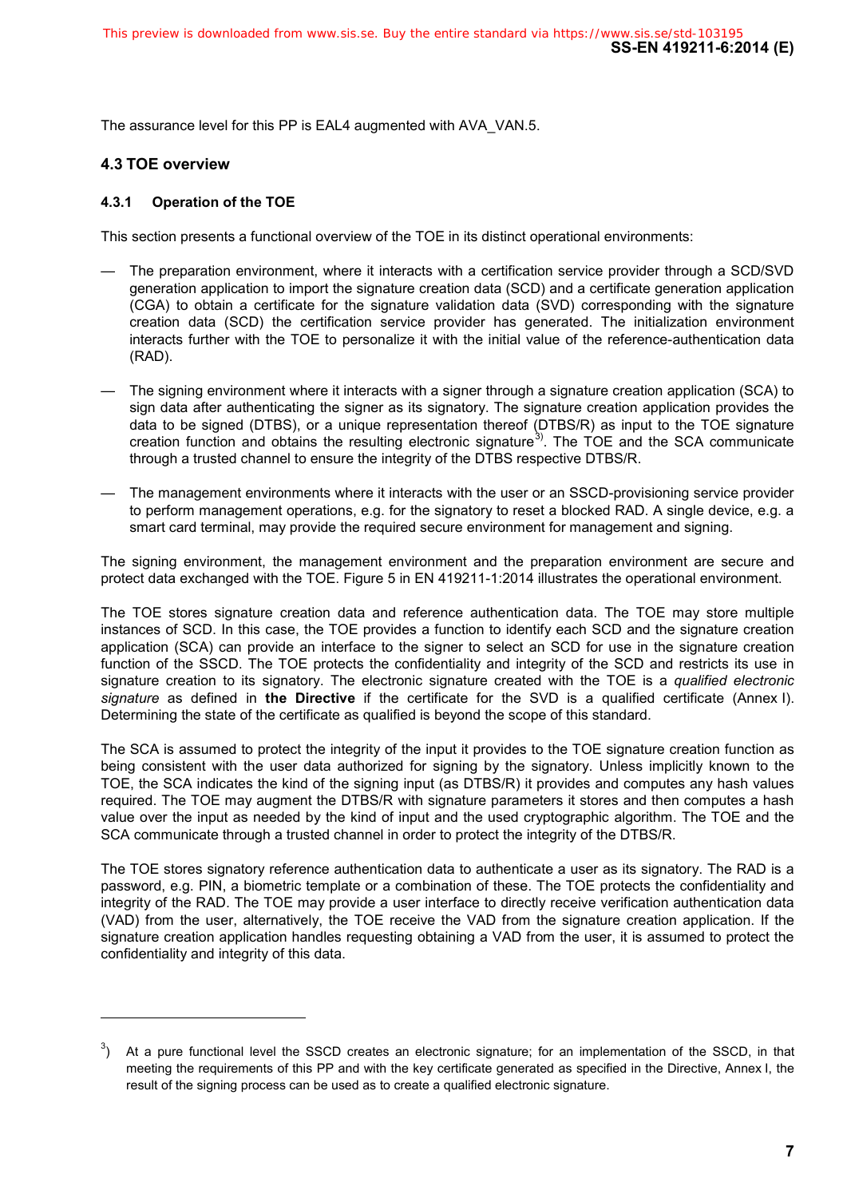The assurance level for this PP is EAL4 augmented with AVA_VAN.5.

### 4.3 TOE overview

#### 4.3.1 Operation of the TOE

This section presents a functional overview of the TOE in its distinct operational environments:

— The preparation environment, where it interacts with a certification service provider through a SCD/SVD generation application to import the signature creation data (SCD) and a certificate generation application (CGA) to obtain a certificate for the signature validation data (SVD) corresponding with the signature creation data (SCD) the certification service provider has generated. The initialization environment interacts further with the TOE to personalize it with the initial value of the reference-authentication data (RAD).

— The signing environment where it interacts with a signer through a signature creation application (SCA) to sign data after authenticating the signer as its signatory. The signature creation application provides the data to be signed (DTBS), or a unique representation thereof (DTBS/R) as input to the TOE signature creation function and obtains the resulting electronic signature[3]. The TOE and the SCA communicate through a trusted channel to ensure the integrity of the DTBS respective DTBS/R.

— The management environments where it interacts with the user or an SSCD-provisioning service provider to perform management operations, e.g. for the signatory to reset a blocked RAD. A single device, e.g. a smart card terminal, may provide the required secure environment for management and signing.

The signing environment, the management environment and the preparation environment are secure and protect data exchanged with the TOE. Figure 5 in EN 419211-1:2014 illustrates the operational environment.

The TOE stores signature creation data and reference authentication data. The TOE may store multiple instances of SCD. In this case, the TOE provides a function to identify each SCD and the signature creation application (SCA) can provide an interface to the signer to select an SCD for use in the signature creation function of the SSCD. The TOE protects the confidentiality and integrity of the SCD and restricts its use in signature creation to its signatory. The electronic signature created with the TOE is a *qualified electronic signature* as defined in **the Directive** if the certificate for the SVD is a qualified certificate (Annex I). Determining the state of the certificate as qualified is beyond the scope of this standard.

The SCA is assumed to protect the integrity of the input it provides to the TOE signature creation function as being consistent with the user data authorized for signing by the signatory. Unless implicitly known to the TOE, the SCA indicates the kind of the signing input (as DTBS/R) it provides and computes any hash values required. The TOE may augment the DTBS/R with signature parameters it stores and then computes a hash value over the input as needed by the kind of input and the used cryptographic algorithm. The TOE and the SCA communicate through a trusted channel in order to protect the integrity of the DTBS/R.

The TOE stores signatory reference authentication data to authenticate a user as its signatory. The RAD is a password, e.g. PIN, a biometric template or a combination of these. The TOE protects the confidentiality and integrity of the RAD. The TOE may provide a user interface to directly receive verification authentication data (VAD) from the user, alternatively, the TOE receive the VAD from the signature creation application. If the signature creation application handles requesting obtaining a VAD from the user, it is assumed to protect the confidentiality and integrity of this data.

---

[3]) At a pure functional level the SSCD creates an electronic signature; for an implementation of the SSCD, in that meeting the requirements of this PP and with the key certificate generated as specified in the Directive, Annex I, the result of the signing process can be used as to create a qualified electronic signature.